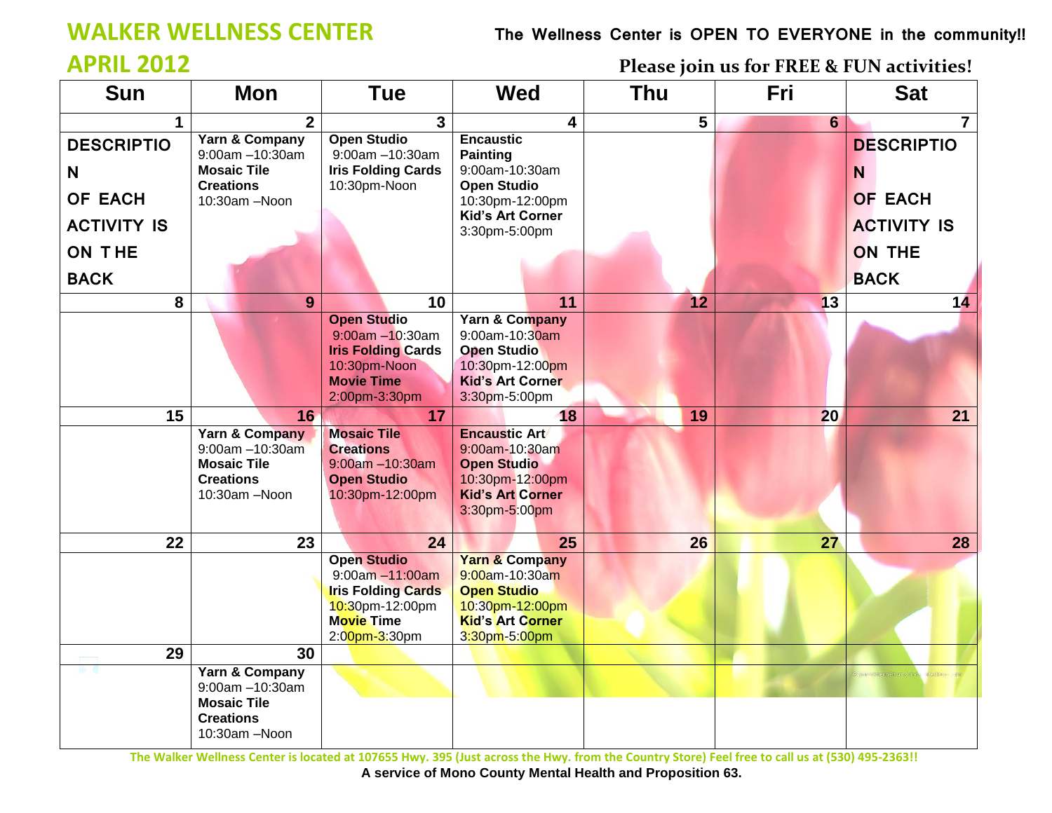# WALKER WELLNESS CENTER

## APRIL 2012

**The Wellness Center is OPEN TO EVERYONE in the community!!**

**Please join us for FREE & FUN activities!**

| Sun | Mon | Tue | Wed | Thu | Fri | Sat |
|---|---|---|---|---|---|---|
| 1<br>**DESCRIPTION OF EACH ACTIVITY IS ON THE BACK** | 2<br>**Yarn & Company**<br>9:00am –10:30am<br>**Mosaic Tile Creations**<br>10:30am –Noon | 3<br>**Open Studio**<br>9:00am –10:30am<br>**Iris Folding Cards**<br>10:30pm-Noon | 4<br>**Encaustic Painting**<br>9:00am-10:30am<br>**Open Studio**<br>10:30pm-12:00pm<br>**Kid's Art Corner**<br>3:30pm-5:00pm | 5 | 6 | 7<br>**DESCRIPTION OF EACH ACTIVITY IS ON THE BACK** |
| 8 | 9 | 10<br>**Open Studio**<br>9:00am –10:30am<br>**Iris Folding Cards**<br>10:30pm-Noon<br>**Movie Time**<br>2:00pm-3:30pm | 11<br>**Yarn & Company**<br>9:00am-10:30am<br>**Open Studio**<br>10:30pm-12:00pm<br>**Kid's Art Corner**<br>3:30pm-5:00pm | 12 | 13 | 14 |
| 15 | 16<br>**Yarn & Company**<br>9:00am –10:30am<br>**Mosaic Tile Creations**<br>10:30am –Noon | 17<br>**Mosaic Tile Creations**<br>9:00am –10:30am<br>**Open Studio**<br>10:30pm-12:00pm | 18<br>**Encaustic Art**<br>9:00am-10:30am<br>**Open Studio**<br>10:30pm-12:00pm<br>**Kid's Art Corner**<br>3:30pm-5:00pm | 19 | 20 | 21 |
| 22 | 23 | 24<br>**Open Studio**<br>9:00am –11:00am<br>**Iris Folding Cards**<br>10:30pm-12:00pm<br>**Movie Time**<br>2:00pm-3:30pm | 25<br>**Yarn & Company**<br>9:00am-10:30am<br>**Open Studio**<br>10:30pm-12:00pm<br>**Kid's Art Corner**<br>3:30pm-5:00pm | 26 | 27 | 28 |
| 29 | 30<br>**Yarn & Company**<br>9:00am –10:30am<br>**Mosaic Tile Creations**<br>10:30am –Noon | | | | | |

The Walker Wellness Center is located at 107655 Hwy. 395 (Just across the Hwy. from the Country Store) Feel free to call us at (530) 495-2363!!

**A service of Mono County Mental Health and Proposition 63.**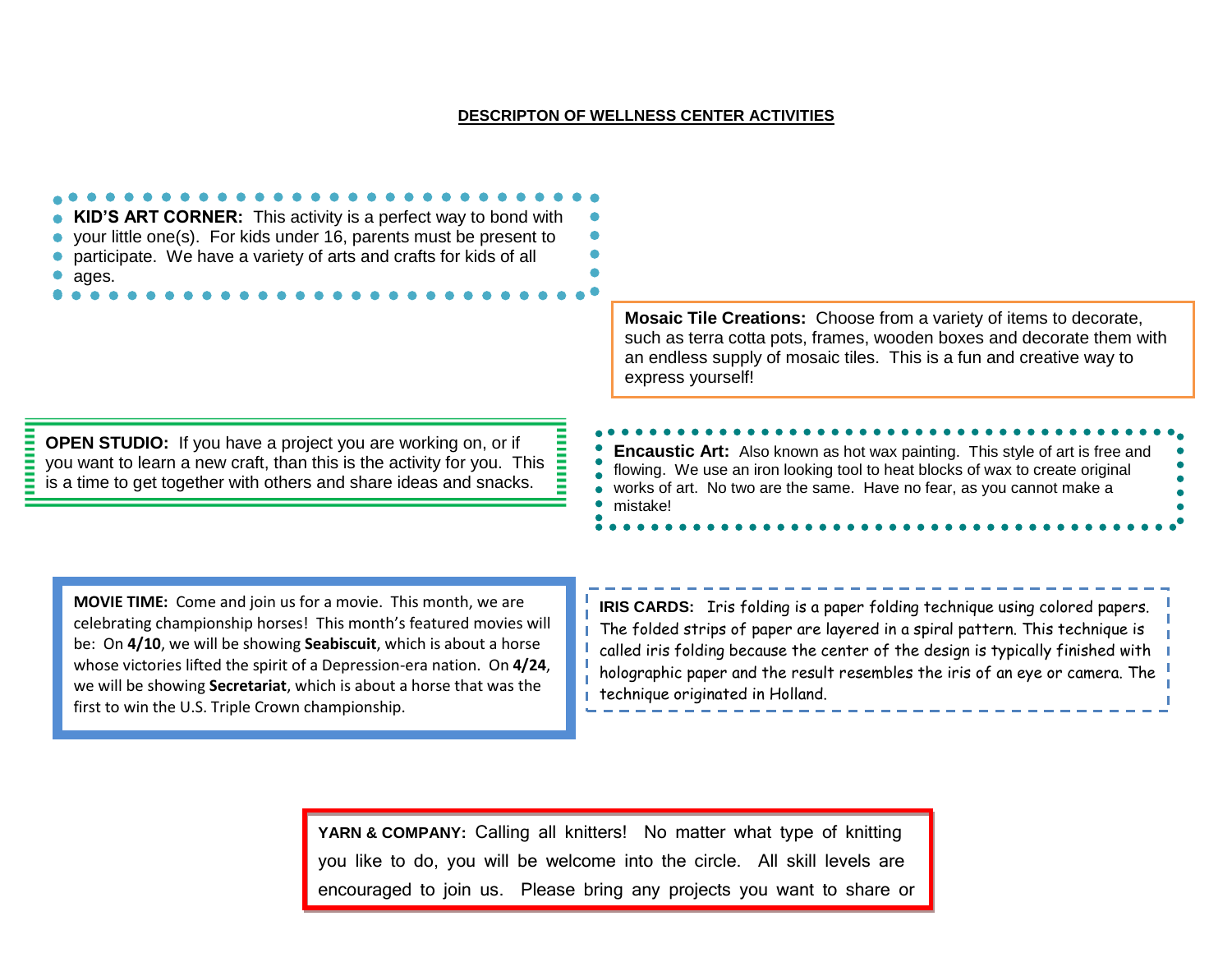## DESCRIPTON OF WELLNESS CENTER ACTIVITIES

**KID'S ART CORNER:** This activity is a perfect way to bond with your little one(s). For kids under 16, parents must be present to participate. We have a variety of arts and crafts for kids of all ages.

**Mosaic Tile Creations:** Choose from a variety of items to decorate, such as terra cotta pots, frames, wooden boxes and decorate them with an endless supply of mosaic tiles. This is a fun and creative way to express yourself!

**OPEN STUDIO:** If you have a project you are working on, or if you want to learn a new craft, than this is the activity for you. This is a time to get together with others and share ideas and snacks.

**Encaustic Art:** Also known as hot wax painting. This style of art is free and flowing. We use an iron looking tool to heat blocks of wax to create original works of art. No two are the same. Have no fear, as you cannot make a mistake!

**MOVIE TIME:** Come and join us for a movie. This month, we are celebrating championship horses! This month's featured movies will be: On **4/10**, we will be showing **Seabiscuit**, which is about a horse whose victories lifted the spirit of a Depression-era nation. On **4/24**, we will be showing **Secretariat**, which is about a horse that was the first to win the U.S. Triple Crown championship.

**IRIS CARDS:** Iris folding is a paper folding technique using colored papers. The folded strips of paper are layered in a spiral pattern. This technique is called iris folding because the center of the design is typically finished with holographic paper and the result resembles the iris of an eye or camera. The technique originated in Holland.

**YARN & COMPANY:** Calling all knitters! No matter what type of knitting you like to do, you will be welcome into the circle. All skill levels are encouraged to join us. Please bring any projects you want to share or